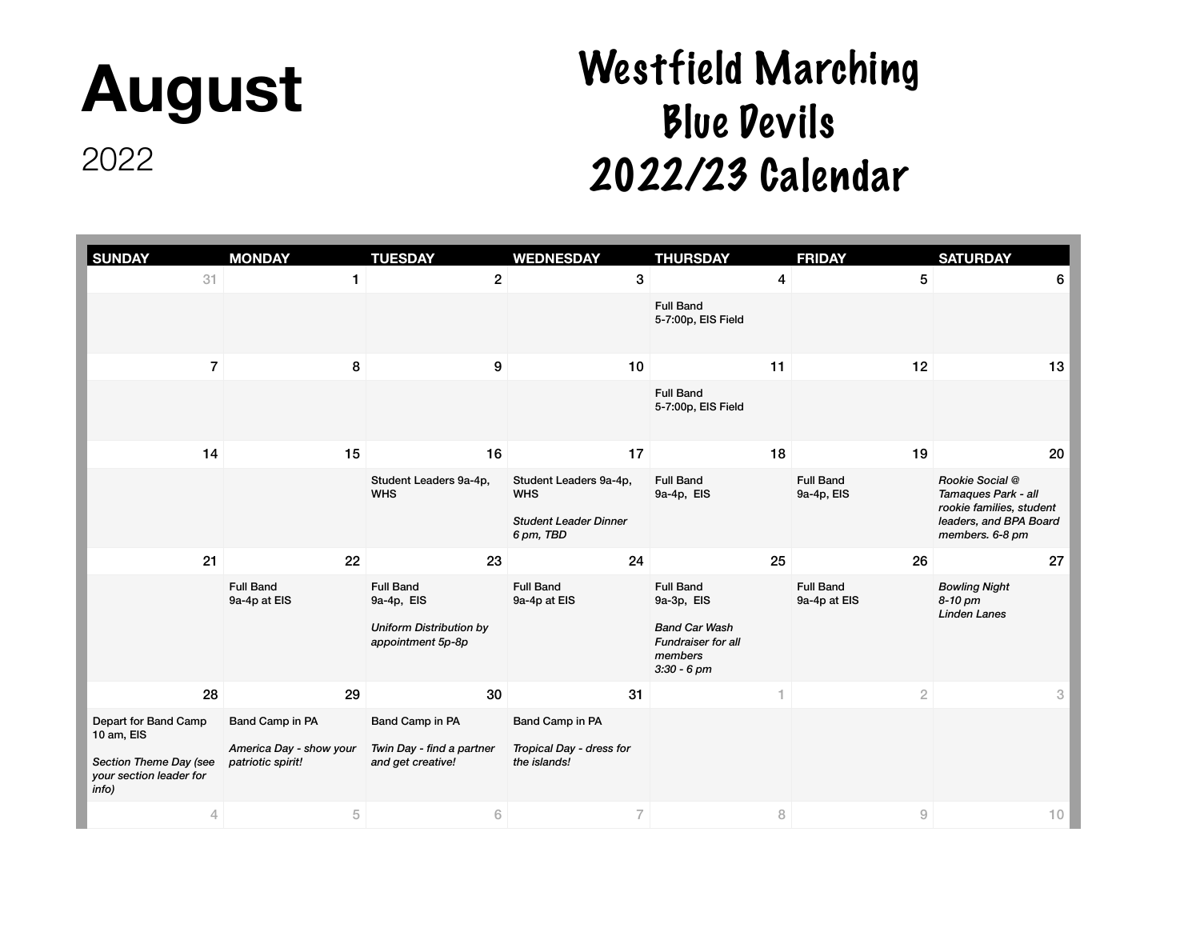# August

2022

# Westfield Marching Blue Devils 2022/23 Calendar

| SUNDAY | MONDAY | TUESDAY | WEDNESDAY | THURSDAY | FRIDAY | SATURDAY |
|---|---|---|---|---|---|---|
| 31 | 1 | 2 | 3 | 4 | 5 | 6 |
| | | | | Full Band<br>5-7:00p, EIS Field | | |
| 7 | 8 | 9 | 10 | 11 | 12 | 13 |
| | | | | Full Band<br>5-7:00p, EIS Field | | |
| 14 | 15 | 16 | 17 | 18 | 19 | 20 |
| | | Student Leaders 9a-4p, WHS | Student Leaders 9a-4p, WHS<br><br>*Student Leader Dinner 6 pm, TBD* | Full Band<br>9a-4p, EIS | Full Band<br>9a-4p, EIS | *Rookie Social @ Tamaques Park - all rookie families, student leaders, and BPA Board members. 6-8 pm* |
| 21 | 22 | 23 | 24 | 25 | 26 | 27 |
| | Full Band<br>9a-4p at EIS | Full Band<br>9a-4p, EIS<br><br>*Uniform Distribution by appointment 5p-8p* | Full Band<br>9a-4p at EIS | Full Band<br>9a-3p, EIS<br><br>*Band Car Wash Fundraiser for all members 3:30 - 6 pm* | Full Band<br>9a-4p at EIS | *Bowling Night 8-10 pm Linden Lanes* |
| 28 | 29 | 30 | 31 | 1 | 2 | 3 |
| Depart for Band Camp 10 am, EIS<br><br>*Section Theme Day (see your section leader for info)* | Band Camp in PA<br><br>*America Day - show your patriotic spirit!* | Band Camp in PA<br><br>*Twin Day - find a partner and get creative!* | Band Camp in PA<br><br>*Tropical Day - dress for the islands!* | | | |
| 4 | 5 | 6 | 7 | 8 | 9 | 10 |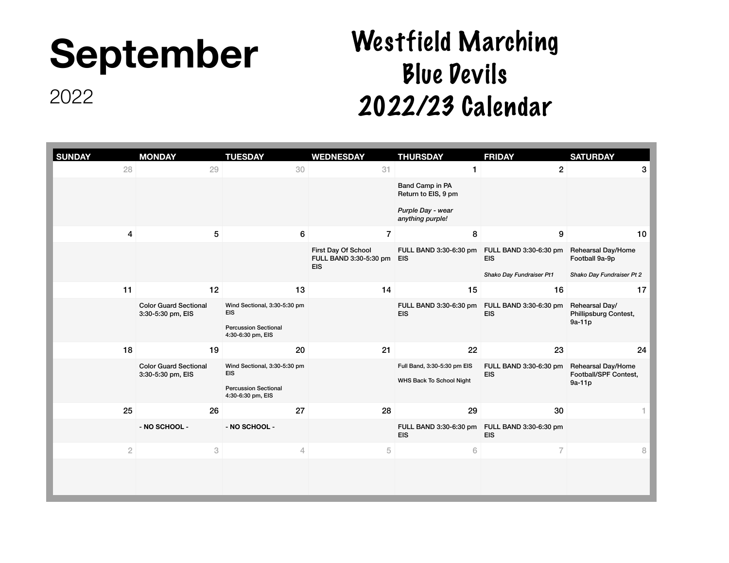# September

2022

# Westfield Marching Blue Devils 2022/23 Calendar

| SUNDAY | MONDAY | TUESDAY | WEDNESDAY | THURSDAY | FRIDAY | SATURDAY |
|---|---|---|---|---|---|---|
| 28 | 29 | 30 | 31 | 1 | 2 | 3 |
| | | | | Band Camp in PA<br>Return to EIS, 9 pm<br>*Purple Day - wear anything purple!* | | |
| 4 | 5 | 6 | 7 | 8 | 9 | 10 |
| | | | First Day Of School<br>FULL BAND 3:30-5:30 pm EIS | FULL BAND 3:30-6:30 pm EIS | FULL BAND 3:30-6:30 pm EIS<br>*Shako Day Fundraiser Pt1* | Rehearsal Day/Home Football 9a-9p<br>*Shako Day Fundraiser Pt 2* |
| 11 | 12 | 13 | 14 | 15 | 16 | 17 |
| | Color Guard Sectional 3:30-5:30 pm, EIS | Wind Sectional, 3:30-5:30 pm EIS<br>Percussion Sectional 4:30-6:30 pm, EIS | | FULL BAND 3:30-6:30 pm EIS | FULL BAND 3:30-6:30 pm EIS | Rehearsal Day/ Phillipsburg Contest, 9a-11p |
| 18 | 19 | 20 | 21 | 22 | 23 | 24 |
| | Color Guard Sectional 3:30-5:30 pm, EIS | Wind Sectional, 3:30-5:30 pm EIS<br>Percussion Sectional 4:30-6:30 pm, EIS | | Full Band, 3:30-5:30 pm EIS<br>WHS Back To School Night | FULL BAND 3:30-6:30 pm EIS | Rehearsal Day/Home Football/SPF Contest, 9a-11p |
| 25 | 26 | 27 | 28 | 29 | 30 | 1 |
| | - NO SCHOOL - | - NO SCHOOL - | | FULL BAND 3:30-6:30 pm EIS | FULL BAND 3:30-6:30 pm EIS | |
| 2 | 3 | 4 | 5 | 6 | 7 | 8 |
| | | | | | | |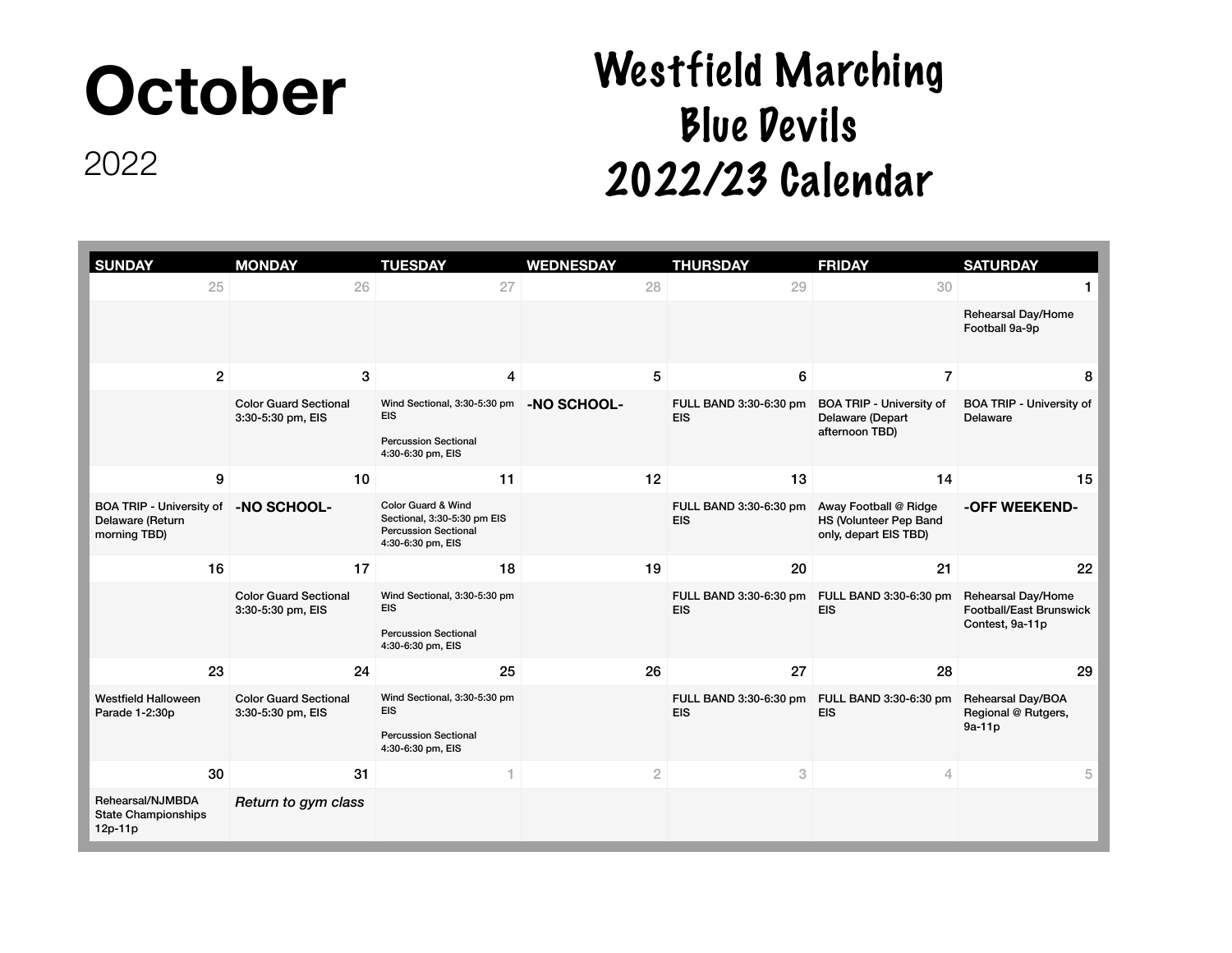# October

2022

# Westfield Marching Blue Devils 2022/23 Calendar

| SUNDAY | MONDAY | TUESDAY | WEDNESDAY | THURSDAY | FRIDAY | SATURDAY |
|---|---|---|---|---|---|---|
| 25 | 26 | 27 | 28 | 29 | 30 | 1 |
| | | | | | | Rehearsal Day/Home Football 9a-9p |
| 2 | 3 | 4 | 5 | 6 | 7 | 8 |
| | Color Guard Sectional 3:30-5:30 pm, EIS | Wind Sectional, 3:30-5:30 pm EIS<br><br>Percussion Sectional 4:30-6:30 pm, EIS | **-NO SCHOOL-** | FULL BAND 3:30-6:30 pm EIS | BOA TRIP - University of Delaware (Depart afternoon TBD) | BOA TRIP - University of Delaware |
| 9 | 10 | 11 | 12 | 13 | 14 | 15 |
| BOA TRIP - University of Delaware (Return morning TBD) | **-NO SCHOOL-** | Color Guard & Wind Sectional, 3:30-5:30 pm EIS<br>Percussion Sectional 4:30-6:30 pm, EIS | | FULL BAND 3:30-6:30 pm EIS | Away Football @ Ridge HS (Volunteer Pep Band only, depart EIS TBD) | **-OFF WEEKEND-** |
| 16 | 17 | 18 | 19 | 20 | 21 | 22 |
| | Color Guard Sectional 3:30-5:30 pm, EIS | Wind Sectional, 3:30-5:30 pm EIS<br><br>Percussion Sectional 4:30-6:30 pm, EIS | | FULL BAND 3:30-6:30 pm EIS | FULL BAND 3:30-6:30 pm EIS | Rehearsal Day/Home Football/East Brunswick Contest, 9a-11p |
| 23 | 24 | 25 | 26 | 27 | 28 | 29 |
| Westfield Halloween Parade 1-2:30p | Color Guard Sectional 3:30-5:30 pm, EIS | Wind Sectional, 3:30-5:30 pm EIS<br><br>Percussion Sectional 4:30-6:30 pm, EIS | | FULL BAND 3:30-6:30 pm EIS | FULL BAND 3:30-6:30 pm EIS | Rehearsal Day/BOA Regional @ Rutgers, 9a-11p |
| 30 | 31 | 1 | 2 | 3 | 4 | 5 |
| Rehearsal/NJMBDA State Championships 12p-11p | *Return to gym class* | | | | | |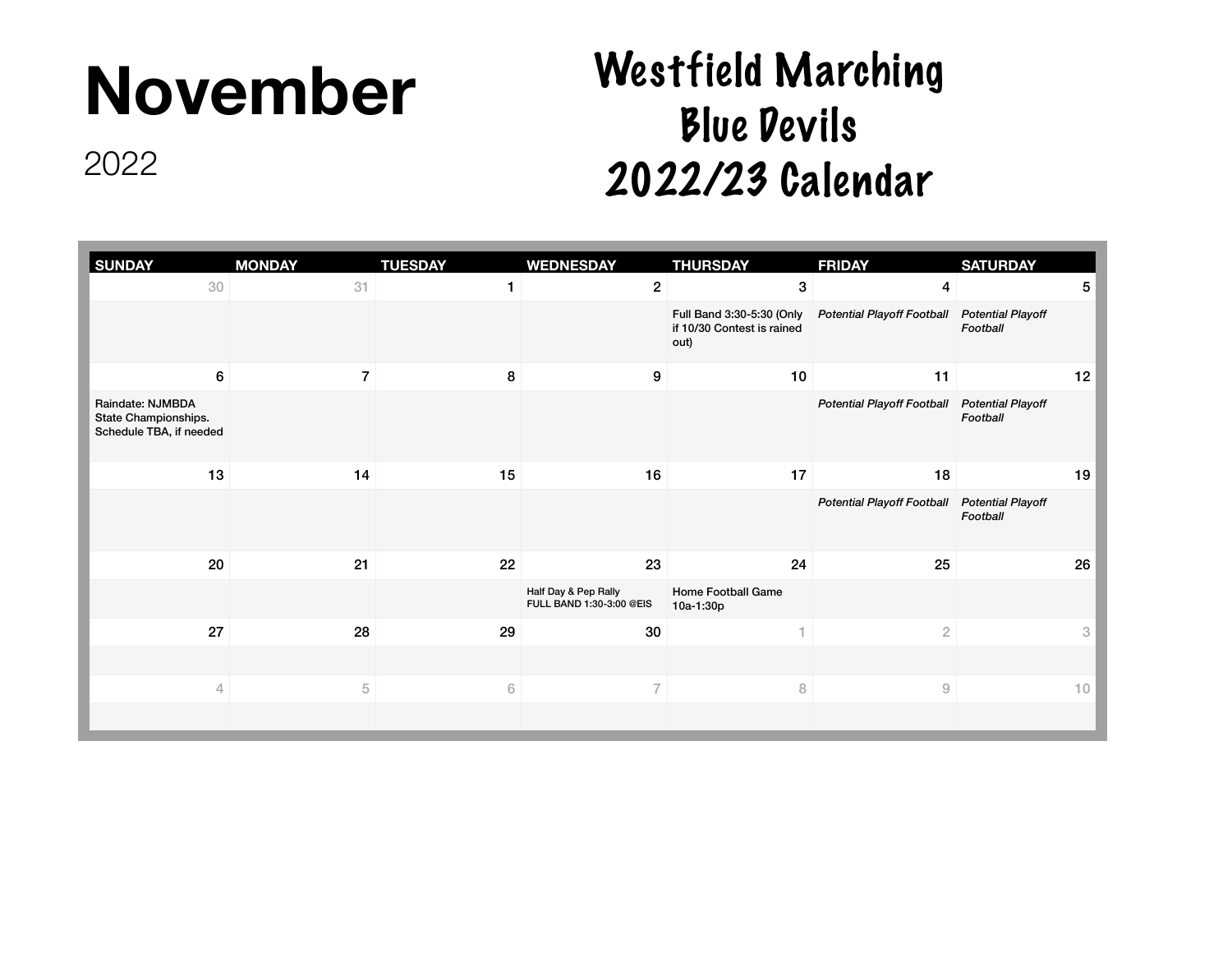# November

2022

## Westfield Marching Blue Devils 2022/23 Calendar

| SUNDAY | MONDAY | TUESDAY | WEDNESDAY | THURSDAY | FRIDAY | SATURDAY |
|---|---|---|---|---|---|---|
| 30 | 31 | 1 | 2 | 3 | 4 | 5 |
| | | | | Full Band 3:30-5:30 (Only if 10/30 Contest is rained out) | *Potential Playoff Football* | *Potential Playoff Football* |
| 6 | 7 | 8 | 9 | 10 | 11 | 12 |
| Raindate: NJMBDA State Championships. Schedule TBA, if needed | | | | | *Potential Playoff Football* | *Potential Playoff Football* |
| 13 | 14 | 15 | 16 | 17 | 18 | 19 |
| | | | | | *Potential Playoff Football* | *Potential Playoff Football* |
| 20 | 21 | 22 | 23 | 24 | 25 | 26 |
| | | | Half Day & Pep Rally FULL BAND 1:30-3:00 @EIS | Home Football Game 10a-1:30p | | |
| 27 | 28 | 29 | 30 | 1 | 2 | 3 |
| | | | | | | |
| 4 | 5 | 6 | 7 | 8 | 9 | 10 |
| | | | | | | |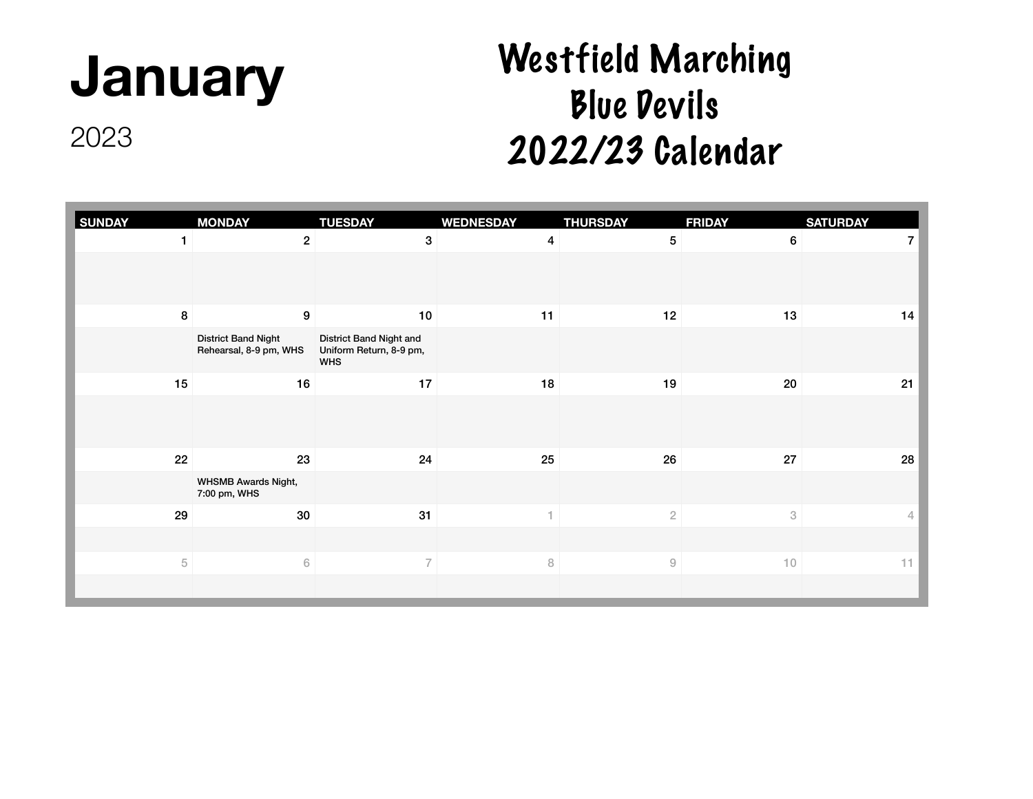# January

2023

# Westfield Marching Blue Devils 2022/23 Calendar

| SUNDAY | MONDAY | TUESDAY | WEDNESDAY | THURSDAY | FRIDAY | SATURDAY |
|---|---|---|---|---|---|---|
| 1 | 2 | 3 | 4 | 5 | 6 | 7 |
| 8 | 9<br>District Band Night Rehearsal, 8-9 pm, WHS | 10<br>District Band Night and Uniform Return, 8-9 pm, WHS | 11 | 12 | 13 | 14 |
| 15 | 16 | 17 | 18 | 19 | 20 | 21 |
| 22 | 23<br>WHSMB Awards Night, 7:00 pm, WHS | 24 | 25 | 26 | 27 | 28 |
| 29 | 30 | 31 | 1 | 2 | 3 | 4 |
| 5 | 6 | 7 | 8 | 9 | 10 | 11 |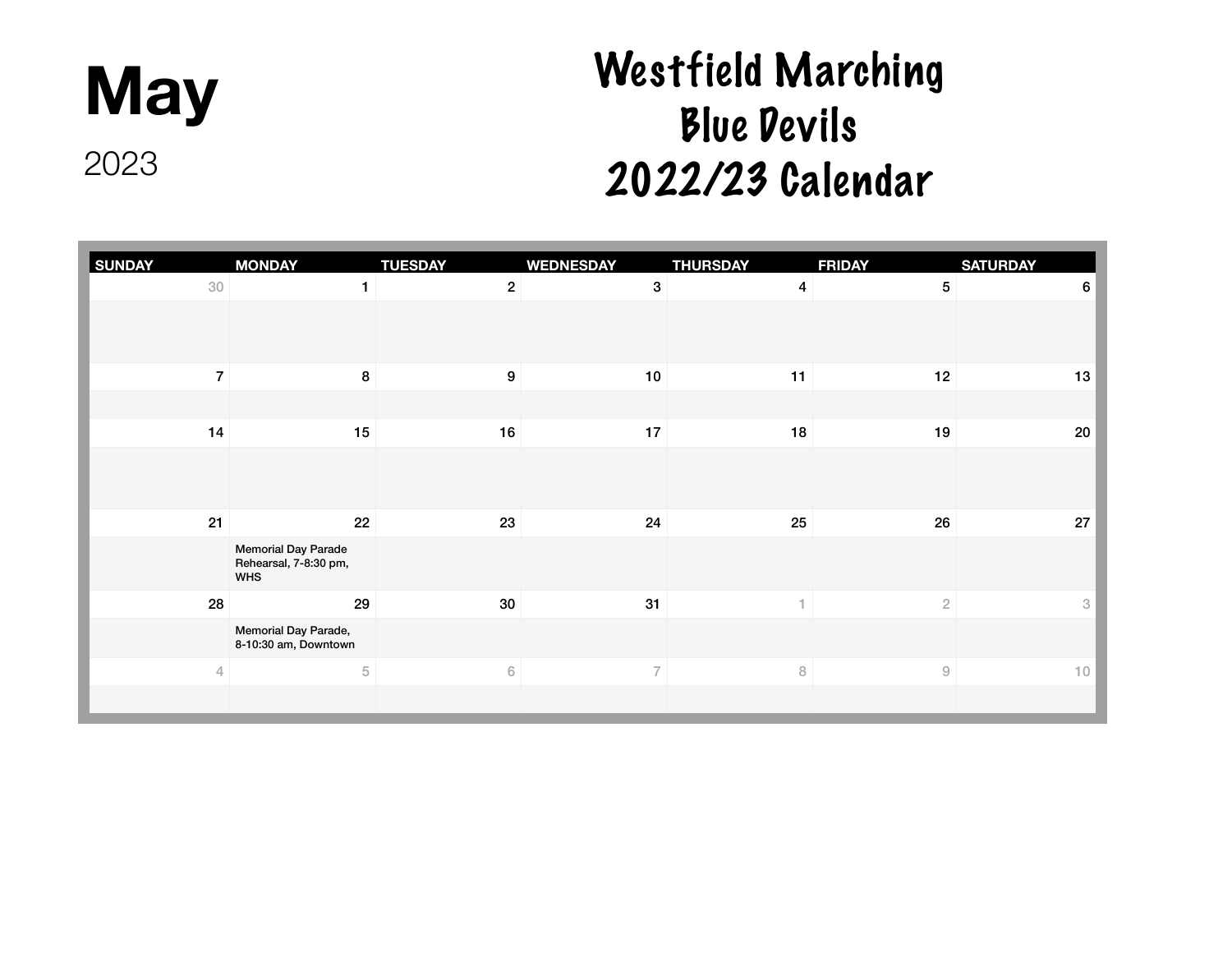# May

2023

# Westfield Marching Blue Devils 2022/23 Calendar

| SUNDAY | MONDAY | TUESDAY | WEDNESDAY | THURSDAY | FRIDAY | SATURDAY |
|---|---|---|---|---|---|---|
| 30 | 1 | 2 | 3 | 4 | 5 | 6 |
| 7 | 8 | 9 | 10 | 11 | 12 | 13 |
| 14 | 15 | 16 | 17 | 18 | 19 | 20 |
| 21 | 22<br>Memorial Day Parade Rehearsal, 7-8:30 pm, WHS | 23 | 24 | 25 | 26 | 27 |
| 28 | 29<br>Memorial Day Parade, 8-10:30 am, Downtown | 30 | 31 | 1 | 2 | 3 |
| 4 | 5 | 6 | 7 | 8 | 9 | 10 |